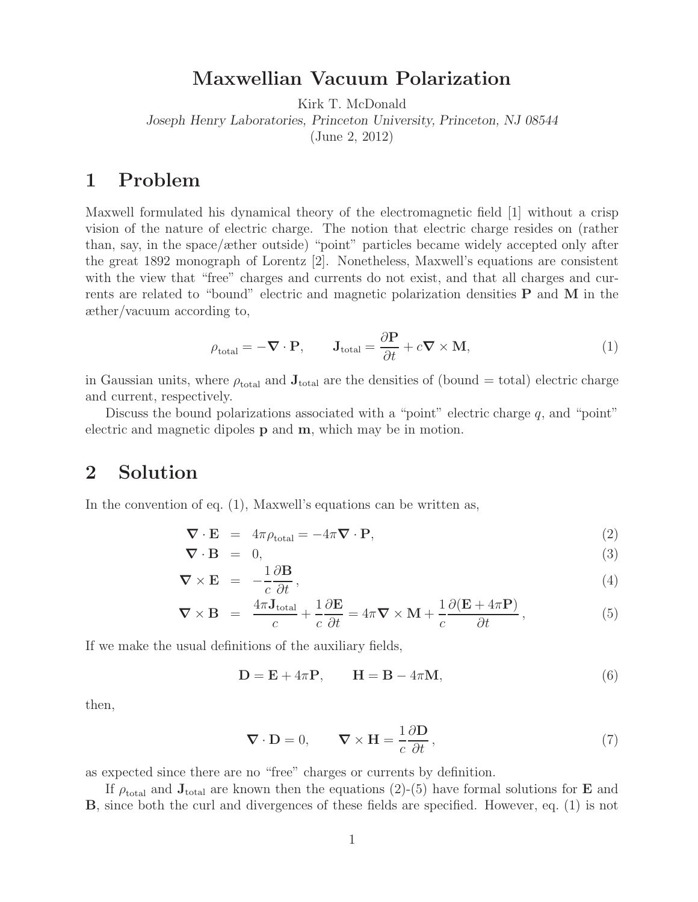# Maxwellian Vacuum Polarization

Kirk T. McDonald

*Joseph Henry Laboratories, Princeton University, Princeton, NJ 08544*

(June 2, 2012)

## 1 Problem

Maxwell formulated his dynamical theory of the electromagnetic field [1] without a crisp vision of the nature of electric charge. The notion that electric charge resides on (rather than, say, in the space/æther outside) "point" particles became widely accepted only after the great 1892 monograph of Lorentz [2]. Nonetheless, Maxwell's equations are consistent with the view that "free" charges and currents do not exist, and that all charges and currents are related to "bound" electric and magnetic polarization densities $\mathbf{P}$ and $\mathbf{M}$ in the æther/vacuum according to,

$$\rho_{\rm total} = -\boldsymbol{\nabla}\cdot\mathbf{P}, \qquad \mathbf{J}_{\rm total} = \frac{\partial \mathbf{P}}{\partial t} + c\boldsymbol{\nabla}\times\mathbf{M}, \tag{1}$$

in Gaussian units, where $\rho_{\rm total}$ and $\mathbf{J}_{\rm total}$ are the densities of (bound = total) electric charge and current, respectively.

Discuss the bound polarizations associated with a "point" electric charge $q$, and "point" electric and magnetic dipoles $\mathbf{p}$ and $\mathbf{m}$, which may be in motion.

## 2 Solution

In the convention of eq. (1), Maxwell's equations can be written as,

$$\boldsymbol{\nabla}\cdot\mathbf{E} = 4\pi\rho_{\rm total} = -4\pi\boldsymbol{\nabla}\cdot\mathbf{P}, \tag{2}$$

$$\boldsymbol{\nabla}\cdot\mathbf{B} = 0, \tag{3}$$

$$\boldsymbol{\nabla}\times\mathbf{E} = -\frac{1}{c}\frac{\partial \mathbf{B}}{\partial t}, \tag{4}$$

$$\boldsymbol{\nabla}\times\mathbf{B} = \frac{4\pi\mathbf{J}_{\rm total}}{c} + \frac{1}{c}\frac{\partial \mathbf{E}}{\partial t} = 4\pi\boldsymbol{\nabla}\times\mathbf{M} + \frac{1}{c}\frac{\partial(\mathbf{E}+4\pi\mathbf{P})}{\partial t}, \tag{5}$$

If we make the usual definitions of the auxiliary fields,

$$\mathbf{D} = \mathbf{E} + 4\pi\mathbf{P}, \qquad \mathbf{H} = \mathbf{B} - 4\pi\mathbf{M}, \tag{6}$$

then,

$$\boldsymbol{\nabla}\cdot\mathbf{D} = 0, \qquad \boldsymbol{\nabla}\times\mathbf{H} = \frac{1}{c}\frac{\partial \mathbf{D}}{\partial t}, \tag{7}$$

as expected since there are no "free" charges or currents by definition.

If $\rho_{\rm total}$ and $\mathbf{J}_{\rm total}$ are known then the equations (2)-(5) have formal solutions for $\mathbf{E}$ and $\mathbf{B}$, since both the curl and divergences of these fields are specified. However, eq. (1) is not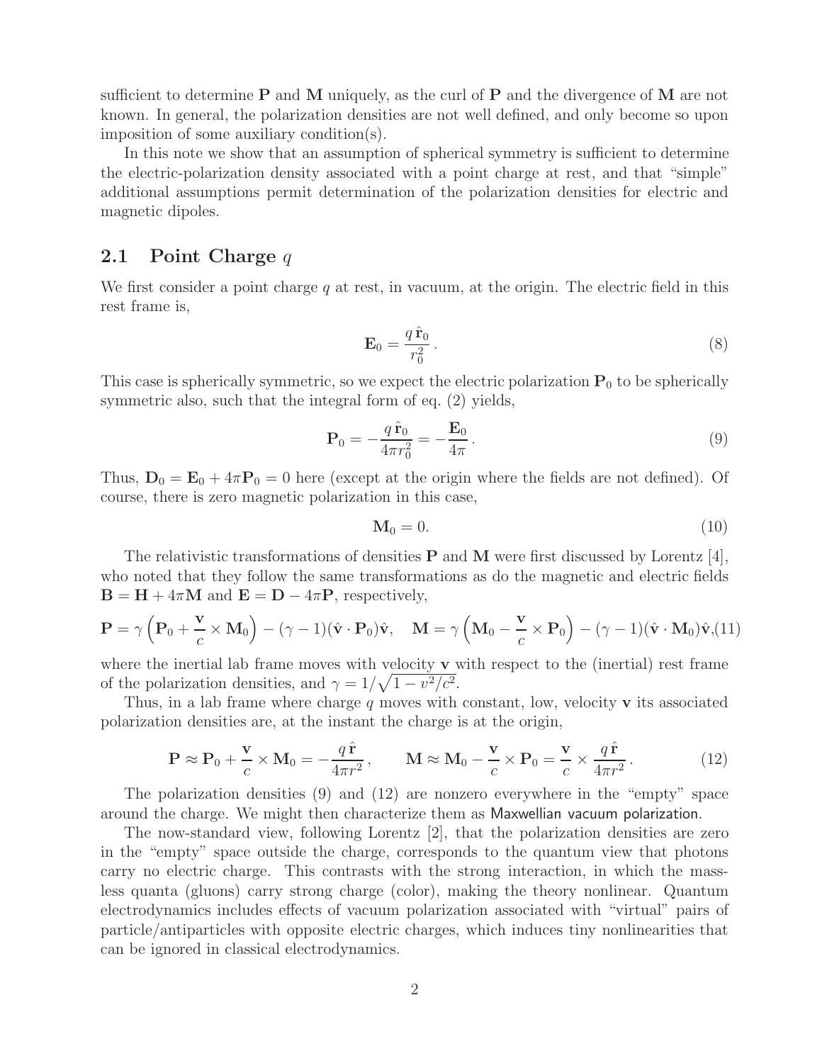sufficient to determine $\mathbf{P}$ and $\mathbf{M}$ uniquely, as the curl of $\mathbf{P}$ and the divergence of $\mathbf{M}$ are not known. In general, the polarization densities are not well defined, and only become so upon imposition of some auxiliary condition(s).

In this note we show that an assumption of spherical symmetry is sufficient to determine the electric-polarization density associated with a point charge at rest, and that "simple" additional assumptions permit determination of the polarization densities for electric and magnetic dipoles.

## 2.1 Point Charge $q$

We first consider a point charge $q$ at rest, in vacuum, at the origin. The electric field in this rest frame is,

$$\mathbf{E}_0 = \frac{q\,\hat{\mathbf{r}}_0}{r_0^2}\,. \tag{8}$$

This case is spherically symmetric, so we expect the electric polarization $\mathbf{P}_0$ to be spherically symmetric also, such that the integral form of eq. (2) yields,

$$\mathbf{P}_0 = -\frac{q\,\hat{\mathbf{r}}_0}{4\pi r_0^2} = -\frac{\mathbf{E}_0}{4\pi}\,. \tag{9}$$

Thus, $\mathbf{D}_0 = \mathbf{E}_0 + 4\pi\mathbf{P}_0 = 0$ here (except at the origin where the fields are not defined). Of course, there is zero magnetic polarization in this case,

$$\mathbf{M}_0 = 0. \tag{10}$$

The relativistic transformations of densities $\mathbf{P}$ and $\mathbf{M}$ were first discussed by Lorentz [4], who noted that they follow the same transformations as do the magnetic and electric fields $\mathbf{B} = \mathbf{H} + 4\pi\mathbf{M}$ and $\mathbf{E} = \mathbf{D} - 4\pi\mathbf{P}$, respectively,

$$\mathbf{P} = \gamma\left(\mathbf{P}_0 + \frac{\mathbf{v}}{c}\times\mathbf{M}_0\right) - (\gamma-1)(\hat{\mathbf{v}}\cdot\mathbf{P}_0)\hat{\mathbf{v}}, \quad \mathbf{M} = \gamma\left(\mathbf{M}_0 - \frac{\mathbf{v}}{c}\times\mathbf{P}_0\right) - (\gamma-1)(\hat{\mathbf{v}}\cdot\mathbf{M}_0)\hat{\mathbf{v}}, \tag{11}$$

where the inertial lab frame moves with velocity $\mathbf{v}$ with respect to the (inertial) rest frame of the polarization densities, and $\gamma = 1/\sqrt{1 - v^2/c^2}$.

Thus, in a lab frame where charge $q$ moves with constant, low, velocity $\mathbf{v}$ its associated polarization densities are, at the instant the charge is at the origin,

$$\mathbf{P} \approx \mathbf{P}_0 + \frac{\mathbf{v}}{c}\times\mathbf{M}_0 = -\frac{q\,\hat{\mathbf{r}}}{4\pi r^2}\,, \qquad \mathbf{M} \approx \mathbf{M}_0 - \frac{\mathbf{v}}{c}\times\mathbf{P}_0 = \frac{\mathbf{v}}{c}\times\frac{q\,\hat{\mathbf{r}}}{4\pi r^2}\,. \tag{12}$$

The polarization densities (9) and (12) are nonzero everywhere in the "empty" space around the charge. We might then characterize them as Maxwellian vacuum polarization.

The now-standard view, following Lorentz [2], that the polarization densities are zero in the "empty" space outside the charge, corresponds to the quantum view that photons carry no electric charge. This contrasts with the strong interaction, in which the massless quanta (gluons) carry strong charge (color), making the theory nonlinear. Quantum electrodynamics includes effects of vacuum polarization associated with "virtual" pairs of particle/antiparticles with opposite electric charges, which induces tiny nonlinearities that can be ignored in classical electrodynamics.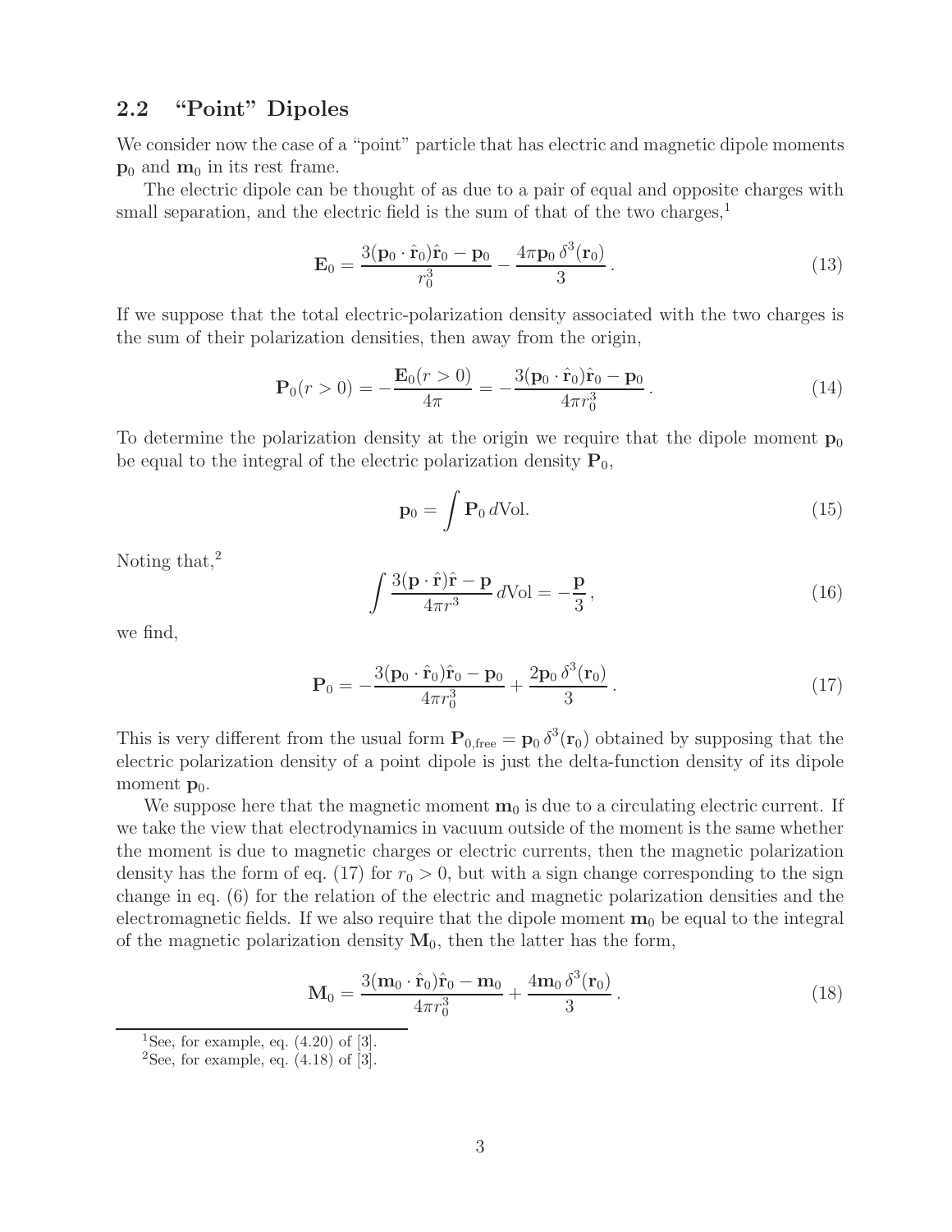## 2.2 "Point" Dipoles

We consider now the case of a "point" particle that has electric and magnetic dipole moments $\mathbf{p}_0$ and $\mathbf{m}_0$ in its rest frame.

The electric dipole can be thought of as due to a pair of equal and opposite charges with small separation, and the electric field is the sum of that of the two charges,[1]

$$\mathbf{E}_0 = \frac{3(\mathbf{p}_0 \cdot \hat{\mathbf{r}}_0)\hat{\mathbf{r}}_0 - \mathbf{p}_0}{r_0^3} - \frac{4\pi \mathbf{p}_0\, \delta^3(\mathbf{r}_0)}{3}\,. \tag{13}$$

If we suppose that the total electric-polarization density associated with the two charges is the sum of their polarization densities, then away from the origin,

$$\mathbf{P}_0(r > 0) = -\frac{\mathbf{E}_0(r > 0)}{4\pi} = -\frac{3(\mathbf{p}_0 \cdot \hat{\mathbf{r}}_0)\hat{\mathbf{r}}_0 - \mathbf{p}_0}{4\pi r_0^3}\,. \tag{14}$$

To determine the polarization density at the origin we require that the dipole moment $\mathbf{p}_0$ be equal to the integral of the electric polarization density $\mathbf{P}_0$,

$$\mathbf{p}_0 = \int \mathbf{P}_0\, d\text{Vol}. \tag{15}$$

Noting that,[2]

$$\int \frac{3(\mathbf{p} \cdot \hat{\mathbf{r}})\hat{\mathbf{r}} - \mathbf{p}}{4\pi r^3}\, d\text{Vol} = -\frac{\mathbf{p}}{3}\,, \tag{16}$$

we find,

$$\mathbf{P}_0 = -\frac{3(\mathbf{p}_0 \cdot \hat{\mathbf{r}}_0)\hat{\mathbf{r}}_0 - \mathbf{p}_0}{4\pi r_0^3} + \frac{2\mathbf{p}_0\, \delta^3(\mathbf{r}_0)}{3}\,. \tag{17}$$

This is very different from the usual form $\mathbf{P}_{0,\text{free}} = \mathbf{p}_0\, \delta^3(\mathbf{r}_0)$ obtained by supposing that the electric polarization density of a point dipole is just the delta-function density of its dipole moment $\mathbf{p}_0$.

We suppose here that the magnetic moment $\mathbf{m}_0$ is due to a circulating electric current. If we take the view that electrodynamics in vacuum outside of the moment is the same whether the moment is due to magnetic charges or electric currents, then the magnetic polarization density has the form of eq. (17) for $r_0 > 0$, but with a sign change corresponding to the sign change in eq. (6) for the relation of the electric and magnetic polarization densities and the electromagnetic fields. If we also require that the dipole moment $\mathbf{m}_0$ be equal to the integral of the magnetic polarization density $\mathbf{M}_0$, then the latter has the form,

$$\mathbf{M}_0 = \frac{3(\mathbf{m}_0 \cdot \hat{\mathbf{r}}_0)\hat{\mathbf{r}}_0 - \mathbf{m}_0}{4\pi r_0^3} + \frac{4\mathbf{m}_0\, \delta^3(\mathbf{r}_0)}{3}\,. \tag{18}$$

---

[1] See, for example, eq. (4.20) of [3].

[2] See, for example, eq. (4.18) of [3].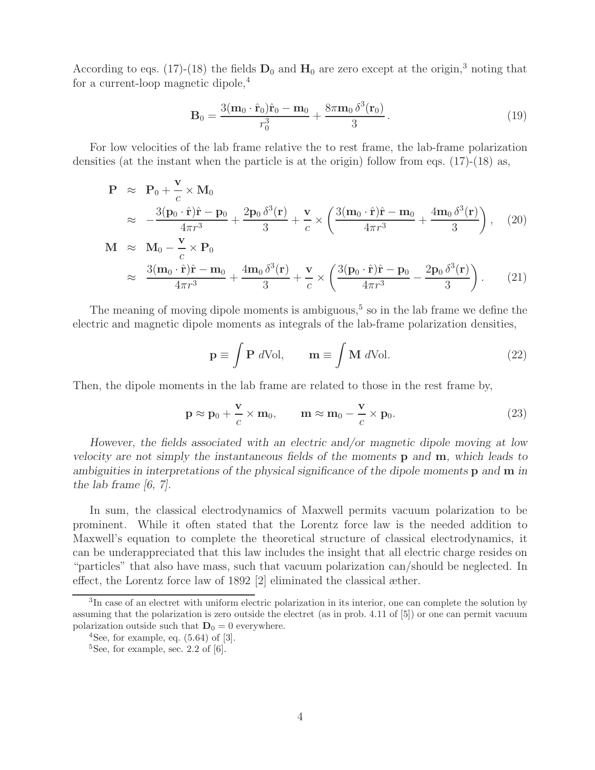According to eqs. (17)-(18) the fields $\mathbf{D}_0$ and $\mathbf{H}_0$ are zero except at the origin,[3] noting that for a current-loop magnetic dipole,[4]

$$\mathbf{B}_0 = \frac{3(\mathbf{m}_0 \cdot \hat{\mathbf{r}}_0)\hat{\mathbf{r}}_0 - \mathbf{m}_0}{r_0^3} + \frac{8\pi \mathbf{m}_0 \, \delta^3(\mathbf{r}_0)}{3}. \tag{19}$$

For low velocities of the lab frame relative the to rest frame, the lab-frame polarization densities (at the instant when the particle is at the origin) follow from eqs. (17)-(18) as,

$$\begin{aligned}
\mathbf{P} &\approx \mathbf{P}_0 + \frac{\mathbf{v}}{c} \times \mathbf{M}_0 \\
&\approx -\frac{3(\mathbf{p}_0 \cdot \hat{\mathbf{r}})\hat{\mathbf{r}} - \mathbf{p}_0}{4\pi r^3} + \frac{2\mathbf{p}_0 \, \delta^3(\mathbf{r})}{3} + \frac{\mathbf{v}}{c} \times \left( \frac{3(\mathbf{m}_0 \cdot \hat{\mathbf{r}})\hat{\mathbf{r}} - \mathbf{m}_0}{4\pi r^3} + \frac{4\mathbf{m}_0 \, \delta^3(\mathbf{r})}{3} \right), \qquad (20) \\
\mathbf{M} &\approx \mathbf{M}_0 - \frac{\mathbf{v}}{c} \times \mathbf{P}_0 \\
&\approx \frac{3(\mathbf{m}_0 \cdot \hat{\mathbf{r}})\hat{\mathbf{r}} - \mathbf{m}_0}{4\pi r^3} + \frac{4\mathbf{m}_0 \, \delta^3(\mathbf{r})}{3} + \frac{\mathbf{v}}{c} \times \left( \frac{3(\mathbf{p}_0 \cdot \hat{\mathbf{r}})\hat{\mathbf{r}} - \mathbf{p}_0}{4\pi r^3} - \frac{2\mathbf{p}_0 \, \delta^3(\mathbf{r})}{3} \right). \qquad (21)
\end{aligned}$$

The meaning of moving dipole moments is ambiguous,[5] so in the lab frame we define the electric and magnetic dipole moments as integrals of the lab-frame polarization densities,

$$\mathbf{p} \equiv \int \mathbf{P} \, d\text{Vol}, \qquad \mathbf{m} \equiv \int \mathbf{M} \, d\text{Vol}. \tag{22}$$

Then, the dipole moments in the lab frame are related to those in the rest frame by,

$$\mathbf{p} \approx \mathbf{p}_0 + \frac{\mathbf{v}}{c} \times \mathbf{m}_0, \qquad \mathbf{m} \approx \mathbf{m}_0 - \frac{\mathbf{v}}{c} \times \mathbf{p}_0. \tag{23}$$

*However, the fields associated with an electric and/or magnetic dipole moving at low velocity are not simply the instantaneous fields of the moments* $\mathbf{p}$ *and* $\mathbf{m}$*, which leads to ambiguities in interpretations of the physical significance of the dipole moments* $\mathbf{p}$ *and* $\mathbf{m}$ *in the lab frame [6, 7].*

In sum, the classical electrodynamics of Maxwell permits vacuum polarization to be prominent. While it often stated that the Lorentz force law is the needed addition to Maxwell's equation to complete the theoretical structure of classical electrodynamics, it can be underappreciated that this law includes the insight that all electric charge resides on "particles" that also have mass, such that vacuum polarization can/should be neglected. In effect, the Lorentz force law of 1892 [2] eliminated the classical æther.

---

[3] In case of an electret with uniform electric polarization in its interior, one can complete the solution by assuming that the polarization is zero outside the electret (as in prob. 4.11 of [5]) or one can permit vacuum polarization outside such that $\mathbf{D}_0 = 0$ everywhere.

[4] See, for example, eq. (5.64) of [3].

[5] See, for example, sec. 2.2 of [6].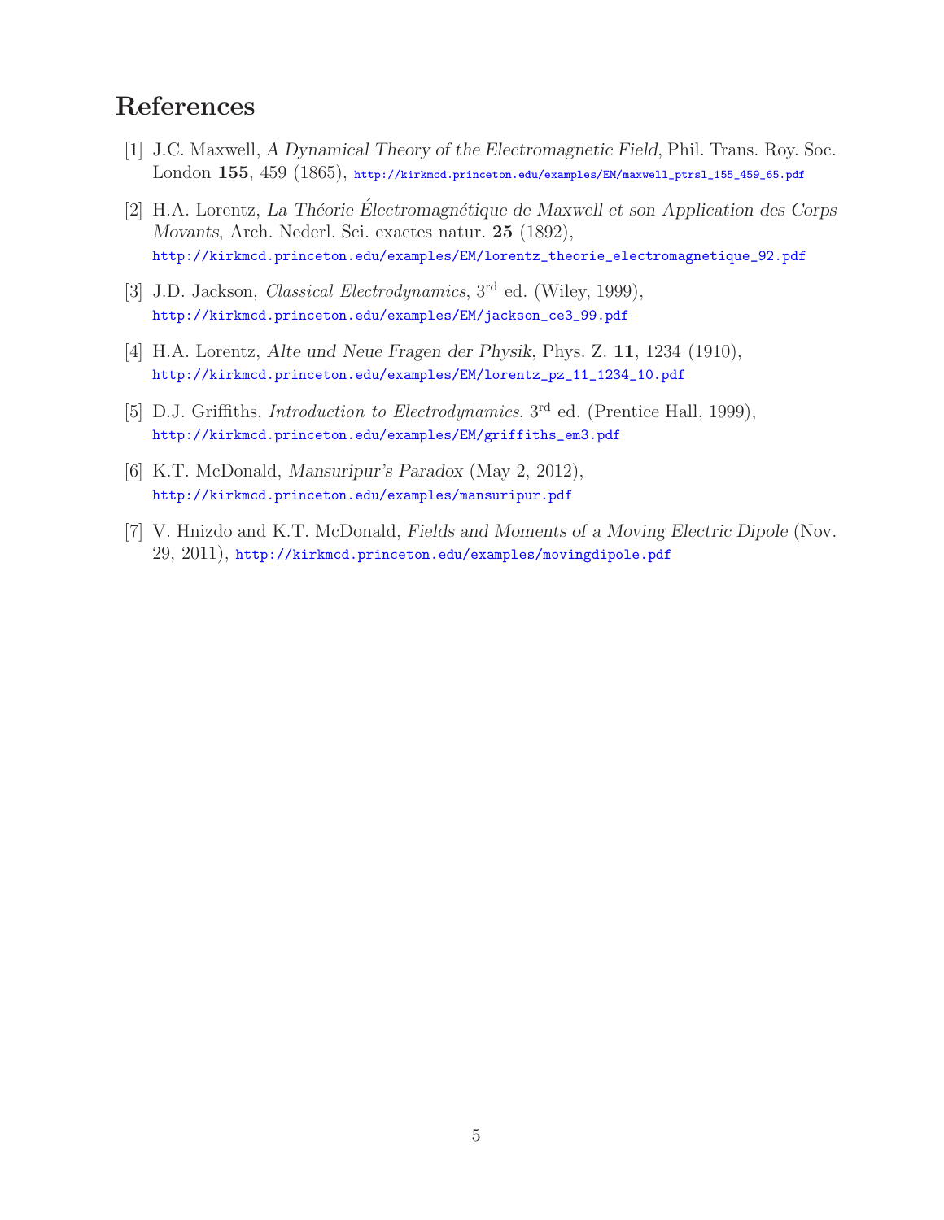# References

[1] J.C. Maxwell, *A Dynamical Theory of the Electromagnetic Field*, Phil. Trans. Roy. Soc. London **155**, 459 (1865), http://kirkmcd.princeton.edu/examples/EM/maxwell_ptrsl_155_459_65.pdf

[2] H.A. Lorentz, *La Théorie Électromagnétique de Maxwell et son Application des Corps Movants*, Arch. Nederl. Sci. exactes natur. **25** (1892), http://kirkmcd.princeton.edu/examples/EM/lorentz_theorie_electromagnetique_92.pdf

[3] J.D. Jackson, *Classical Electrodynamics*, 3rd ed. (Wiley, 1999), http://kirkmcd.princeton.edu/examples/EM/jackson_ce3_99.pdf

[4] H.A. Lorentz, *Alte und Neue Fragen der Physik*, Phys. Z. **11**, 1234 (1910), http://kirkmcd.princeton.edu/examples/EM/lorentz_pz_11_1234_10.pdf

[5] D.J. Griffiths, *Introduction to Electrodynamics*, 3rd ed. (Prentice Hall, 1999), http://kirkmcd.princeton.edu/examples/EM/griffiths_em3.pdf

[6] K.T. McDonald, *Mansuripur's Paradox* (May 2, 2012), http://kirkmcd.princeton.edu/examples/mansuripur.pdf

[7] V. Hnizdo and K.T. McDonald, *Fields and Moments of a Moving Electric Dipole* (Nov. 29, 2011), http://kirkmcd.princeton.edu/examples/movingdipole.pdf